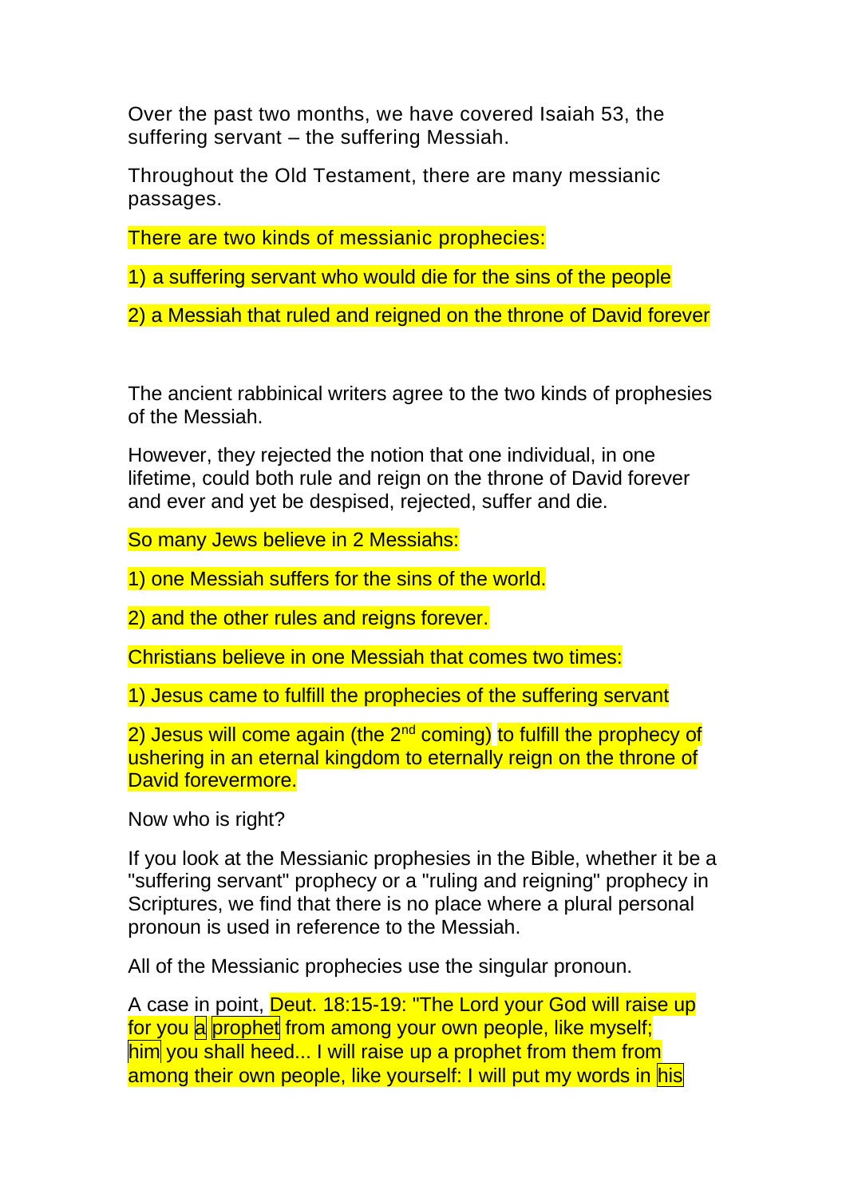Over the past two months, we have covered Isaiah 53, the suffering servant – the suffering Messiah.

Throughout the Old Testament, there are many messianic passages.

There are two kinds of messianic prophecies:

1) a suffering servant who would die for the sins of the people

2) a Messiah that ruled and reigned on the throne of David forever

The ancient rabbinical writers agree to the two kinds of prophesies of the Messiah.

However, they rejected the notion that one individual, in one lifetime, could both rule and reign on the throne of David forever and ever and yet be despised, rejected, suffer and die.

So many Jews believe in 2 Messiahs:

1) one Messiah suffers for the sins of the world.

2) and the other rules and reigns forever.

Christians believe in one Messiah that comes two times:

1) Jesus came to fulfill the prophecies of the suffering servant

2) Jesus will come again (the 2nd coming) to fulfill the prophecy of ushering in an eternal kingdom to eternally reign on the throne of David forevermore.

Now who is right?

If you look at the Messianic prophesies in the Bible, whether it be a "suffering servant" prophecy or a "ruling and reigning" prophecy in Scriptures, we find that there is no place where a plural personal pronoun is used in reference to the Messiah.

All of the Messianic prophecies use the singular pronoun.

A case in point, Deut. 18:15-19: "The Lord your God will raise up for you a prophet from among your own people, like myself; him you shall heed... I will raise up a prophet from them from among their own people, like yourself: I will put my words in his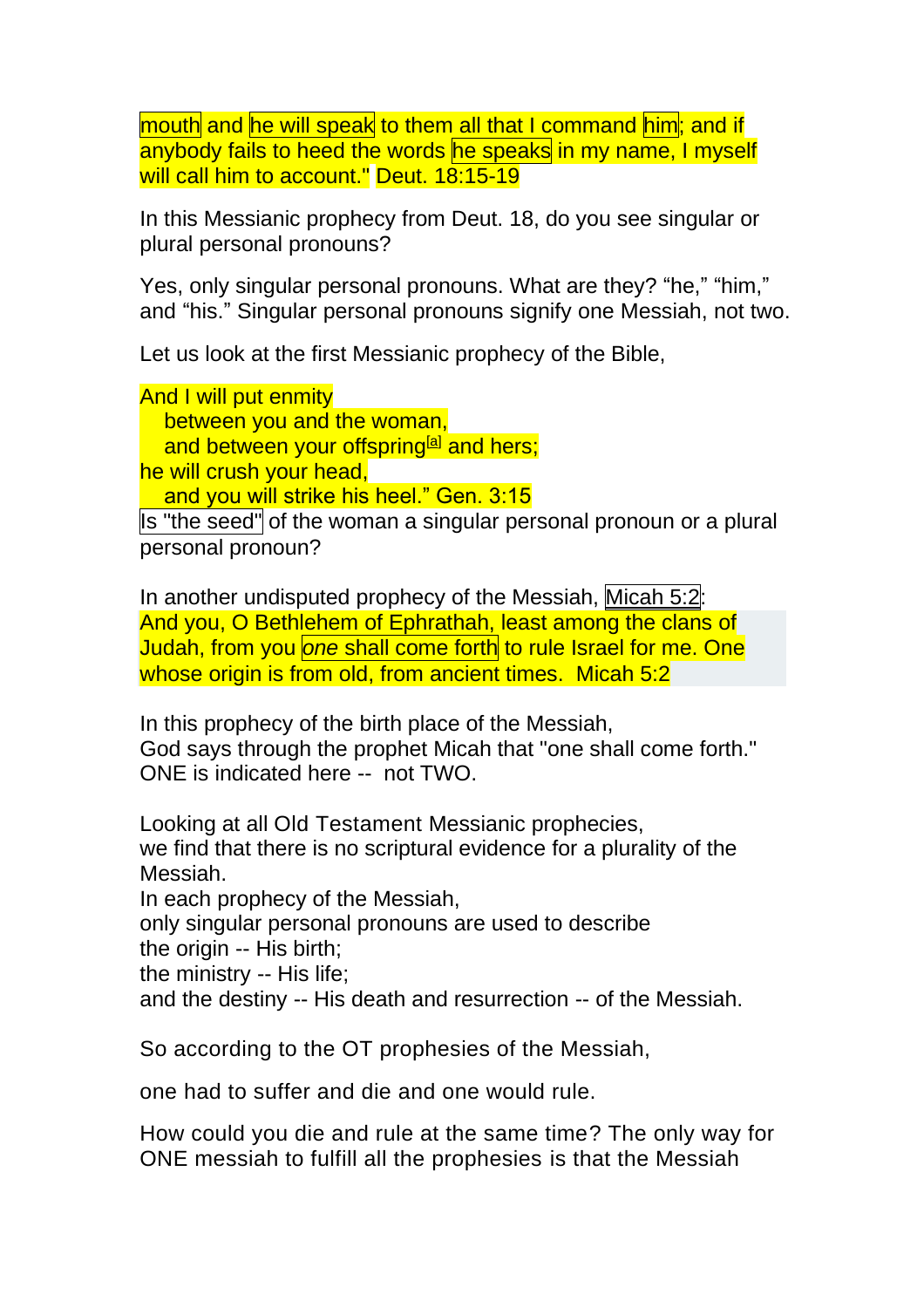mouth and he will speak to them all that I command him; and if anybody fails to heed the words he speaks in my name, I myself will call him to account." Deut. 18:15-19

In this Messianic prophecy from Deut. 18, do you see singular or plural personal pronouns?

Yes, only singular personal pronouns. What are they? “he,” “him,” and “his.” Singular personal pronouns signify one Messiah, not two.

Let us look at the first Messianic prophecy of the Bible,

And I will put enmity  
  between you and the woman,  
  and between your offspring[a] and hers;  
he will crush your head,  
  and you will strike his heel.” Gen. 3:15  
Is "the seed" of the woman a singular personal pronoun or a plural personal pronoun?

In another undisputed prophecy of the Messiah, Micah 5:2:  
And you, O Bethlehem of Ephrathah, least among the clans of Judah, from you *one* shall come forth to rule Israel for me. One whose origin is from old, from ancient times. Micah 5:2

In this prophecy of the birth place of the Messiah,  
God says through the prophet Micah that "one shall come forth."  
ONE is indicated here -- not TWO.

Looking at all Old Testament Messianic prophecies,  
we find that there is no scriptural evidence for a plurality of the Messiah.  
In each prophecy of the Messiah,  
only singular personal pronouns are used to describe  
the origin -- His birth;  
the ministry -- His life;  
and the destiny -- His death and resurrection -- of the Messiah.

So according to the OT prophesies of the Messiah,

one had to suffer and die and one would rule.

How could you die and rule at the same time? The only way for ONE messiah to fulfill all the prophesies is that the Messiah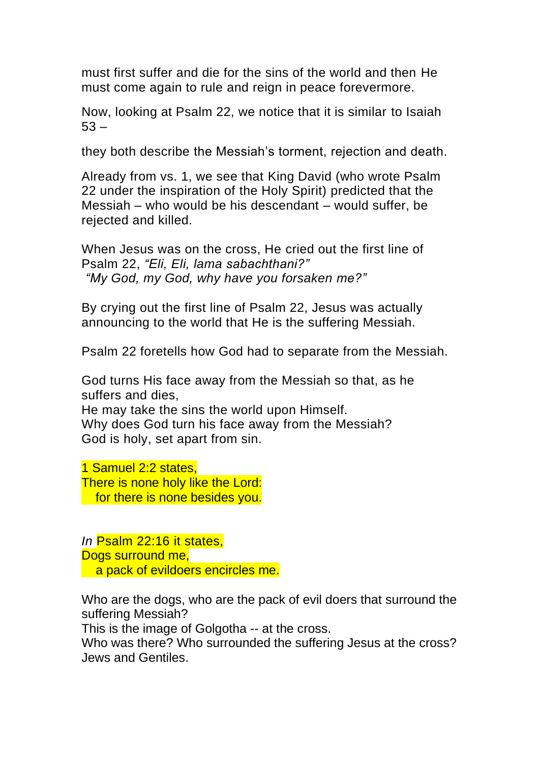must first suffer and die for the sins of the world and then He must come again to rule and reign in peace forevermore.

Now, looking at Psalm 22, we notice that it is similar to Isaiah 53 –

they both describe the Messiah's torment, rejection and death.

Already from vs. 1, we see that King David (who wrote Psalm 22 under the inspiration of the Holy Spirit) predicted that the Messiah – who would be his descendant – would suffer, be rejected and killed.

When Jesus was on the cross, He cried out the first line of Psalm 22, *"Eli, Eli, lama sabachthani?"*
*"My God, my God, why have you forsaken me?"*

By crying out the first line of Psalm 22, Jesus was actually announcing to the world that He is the suffering Messiah.

Psalm 22 foretells how God had to separate from the Messiah.

God turns His face away from the Messiah so that, as he suffers and dies,
He may take the sins the world upon Himself.
Why does God turn his face away from the Messiah?
God is holy, set apart from sin.

1 Samuel 2:2 states,
There is none holy like the Lord:
for there is none besides you.

*In* Psalm 22:16 it states,
Dogs surround me,
a pack of evildoers encircles me.

Who are the dogs, who are the pack of evil doers that surround the suffering Messiah?
This is the image of Golgotha -- at the cross.
Who was there? Who surrounded the suffering Jesus at the cross?
Jews and Gentiles.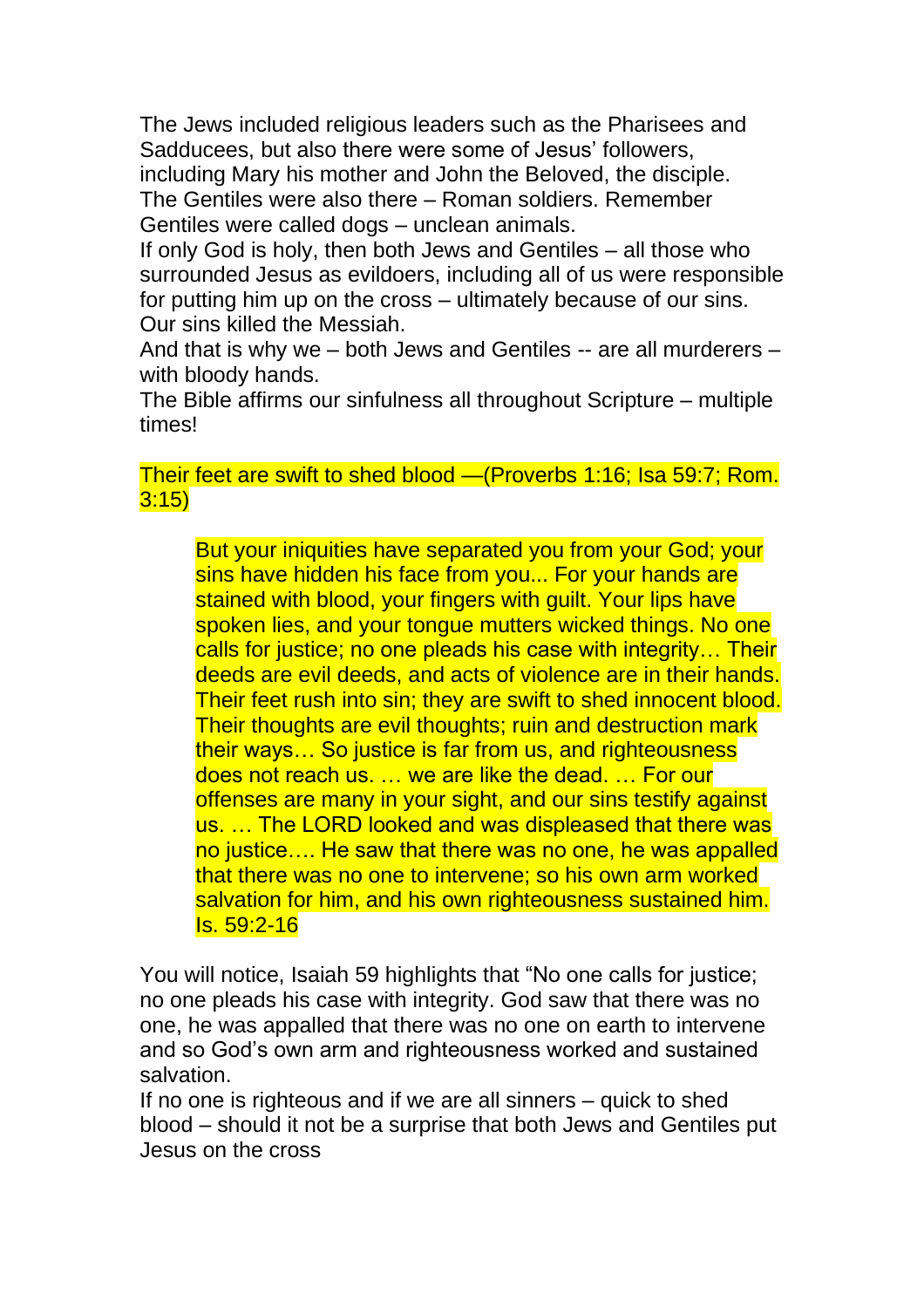The Jews included religious leaders such as the Pharisees and Sadducees, but also there were some of Jesus' followers, including Mary his mother and John the Beloved, the disciple. The Gentiles were also there – Roman soldiers. Remember Gentiles were called dogs – unclean animals.

If only God is holy, then both Jews and Gentiles – all those who surrounded Jesus as evildoers, including all of us were responsible for putting him up on the cross – ultimately because of our sins. Our sins killed the Messiah.

And that is why we – both Jews and Gentiles -- are all murderers – with bloody hands.

The Bible affirms our sinfulness all throughout Scripture – multiple times!

Their feet are swift to shed blood —(Proverbs 1:16; Isa 59:7; Rom. 3:15)

> But your iniquities have separated you from your God; your sins have hidden his face from you... For your hands are stained with blood, your fingers with guilt. Your lips have spoken lies, and your tongue mutters wicked things. No one calls for justice; no one pleads his case with integrity… Their deeds are evil deeds, and acts of violence are in their hands. Their feet rush into sin; they are swift to shed innocent blood. Their thoughts are evil thoughts; ruin and destruction mark their ways… So justice is far from us, and righteousness does not reach us. … we are like the dead. … For our offenses are many in your sight, and our sins testify against us. … The LORD looked and was displeased that there was no justice…. He saw that there was no one, he was appalled that there was no one to intervene; so his own arm worked salvation for him, and his own righteousness sustained him. Is. 59:2-16

You will notice, Isaiah 59 highlights that "No one calls for justice; no one pleads his case with integrity. God saw that there was no one, he was appalled that there was no one on earth to intervene and so God's own arm and righteousness worked and sustained salvation.

If no one is righteous and if we are all sinners – quick to shed blood – should it not be a surprise that both Jews and Gentiles put Jesus on the cross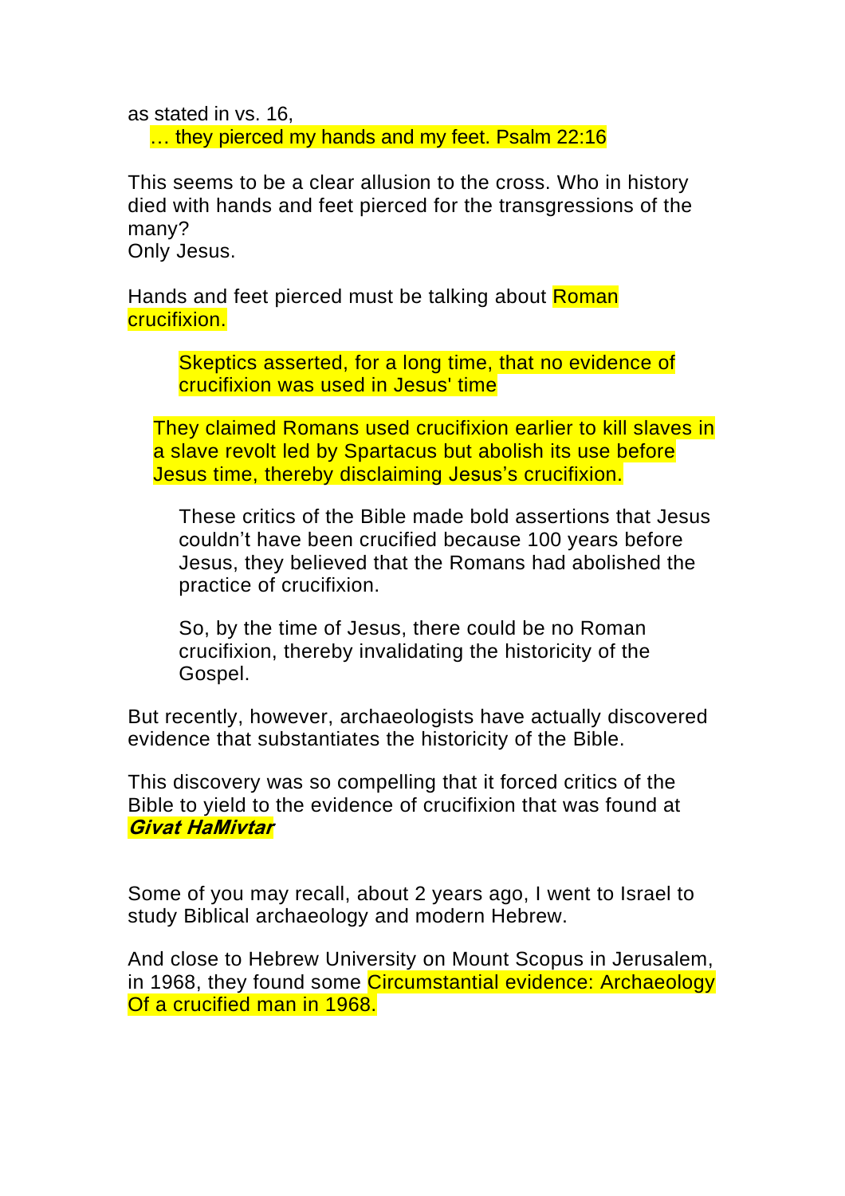as stated in vs. 16,

> … they pierced my hands and my feet. Psalm 22:16

This seems to be a clear allusion to the cross. Who in history died with hands and feet pierced for the transgressions of the many?
Only Jesus.

Hands and feet pierced must be talking about Roman crucifixion.

> Skeptics asserted, for a long time, that no evidence of crucifixion was used in Jesus' time

> They claimed Romans used crucifixion earlier to kill slaves in a slave revolt led by Spartacus but abolish its use before Jesus time, thereby disclaiming Jesus's crucifixion.

> These critics of the Bible made bold assertions that Jesus couldn't have been crucified because 100 years before Jesus, they believed that the Romans had abolished the practice of crucifixion.
>
> So, by the time of Jesus, there could be no Roman crucifixion, thereby invalidating the historicity of the Gospel.

But recently, however, archaeologists have actually discovered evidence that substantiates the historicity of the Bible.

This discovery was so compelling that it forced critics of the Bible to yield to the evidence of crucifixion that was found at ***Givat HaMivtar***

Some of you may recall, about 2 years ago, I went to Israel to study Biblical archaeology and modern Hebrew.

And close to Hebrew University on Mount Scopus in Jerusalem, in 1968, they found some Circumstantial evidence: Archaeology Of a crucified man in 1968.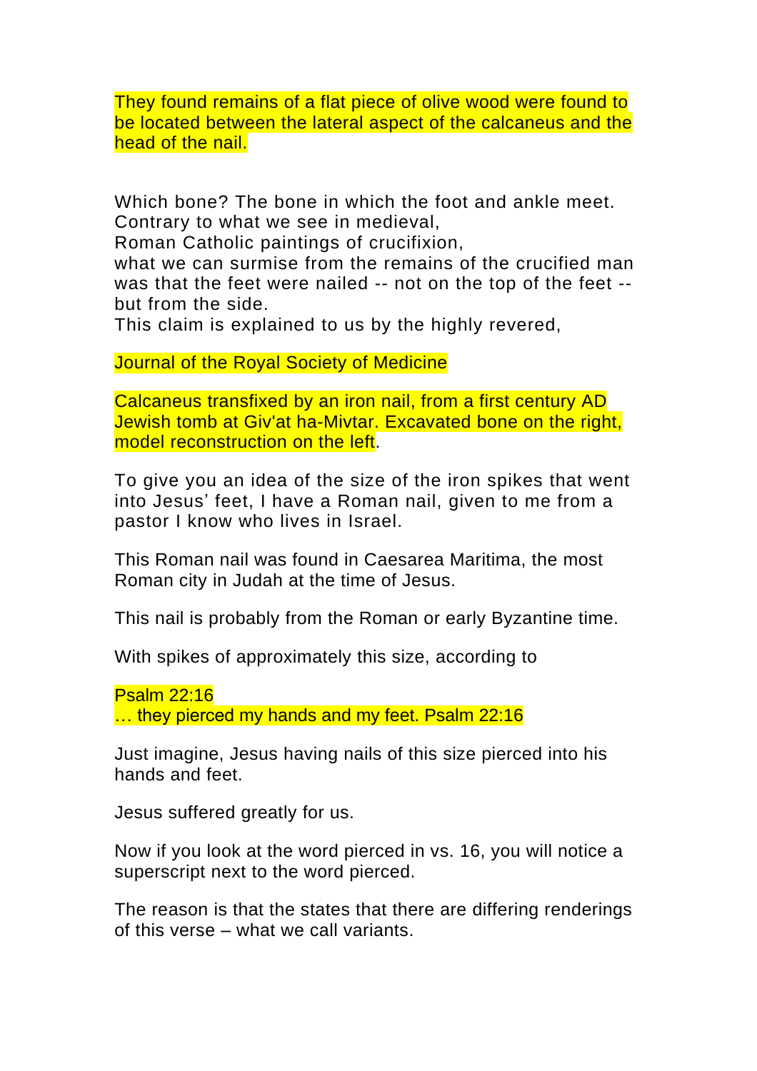They found remains of a flat piece of olive wood were found to be located between the lateral aspect of the calcaneus and the head of the nail.

Which bone? The bone in which the foot and ankle meet.
Contrary to what we see in medieval,
Roman Catholic paintings of crucifixion,
what we can surmise from the remains of the crucified man was that the feet were nailed -- not on the top of the feet -- but from the side.
This claim is explained to us by the highly revered,

Journal of the Royal Society of Medicine

Calcaneus transfixed by an iron nail, from a first century AD Jewish tomb at Giv'at ha-Mivtar. Excavated bone on the right, model reconstruction on the left.

To give you an idea of the size of the iron spikes that went into Jesus' feet, I have a Roman nail, given to me from a pastor I know who lives in Israel.

This Roman nail was found in Caesarea Maritima, the most Roman city in Judah at the time of Jesus.

This nail is probably from the Roman or early Byzantine time.

With spikes of approximately this size, according to

Psalm 22:16
… they pierced my hands and my feet. Psalm 22:16

Just imagine, Jesus having nails of this size pierced into his hands and feet.

Jesus suffered greatly for us.

Now if you look at the word pierced in vs. 16, you will notice a superscript next to the word pierced.

The reason is that the states that there are differing renderings of this verse – what we call variants.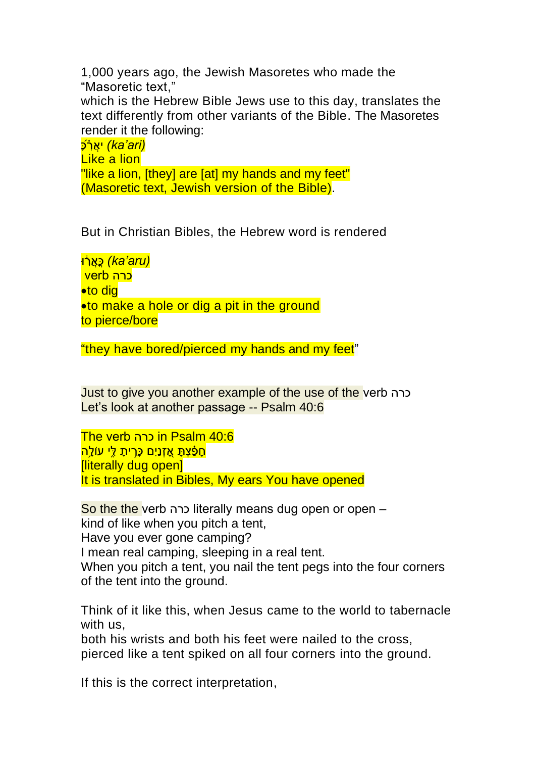1,000 years ago, the Jewish Masoretes who made the "Masoretic text,"
which is the Hebrew Bible Jews use to this day, translates the text differently from other variants of the Bible. The Masoretes render it the following:

כָּאֲרִי *(ka'ari)*
Like a lion
"like a lion, [they] are [at] my hands and my feet"
(Masoretic text, Jewish version of the Bible).

But in Christian Bibles, the Hebrew word is rendered

כָּאֲרוּ *(ka'aru)*
verb כרה
- to dig
- to make a hole or dig a pit in the ground

to pierce/bore

"they have bored/pierced my hands and my feet"

Just to give you another example of the use of the verb כרה
Let's look at another passage -- Psalm 40:6

The verb כרה in Psalm 40:6
חָפַצְתָּ אָזְנַיִם כָּרִיתָ לִּי עוֹלָה
[literally dug open]
It is translated in Bibles, My ears You have opened

So the the verb כרה literally means dug open or open –
kind of like when you pitch a tent,
Have you ever gone camping?
I mean real camping, sleeping in a real tent.
When you pitch a tent, you nail the tent pegs into the four corners of the tent into the ground.

Think of it like this, when Jesus came to the world to tabernacle with us,
both his wrists and both his feet were nailed to the cross,
pierced like a tent spiked on all four corners into the ground.

If this is the correct interpretation,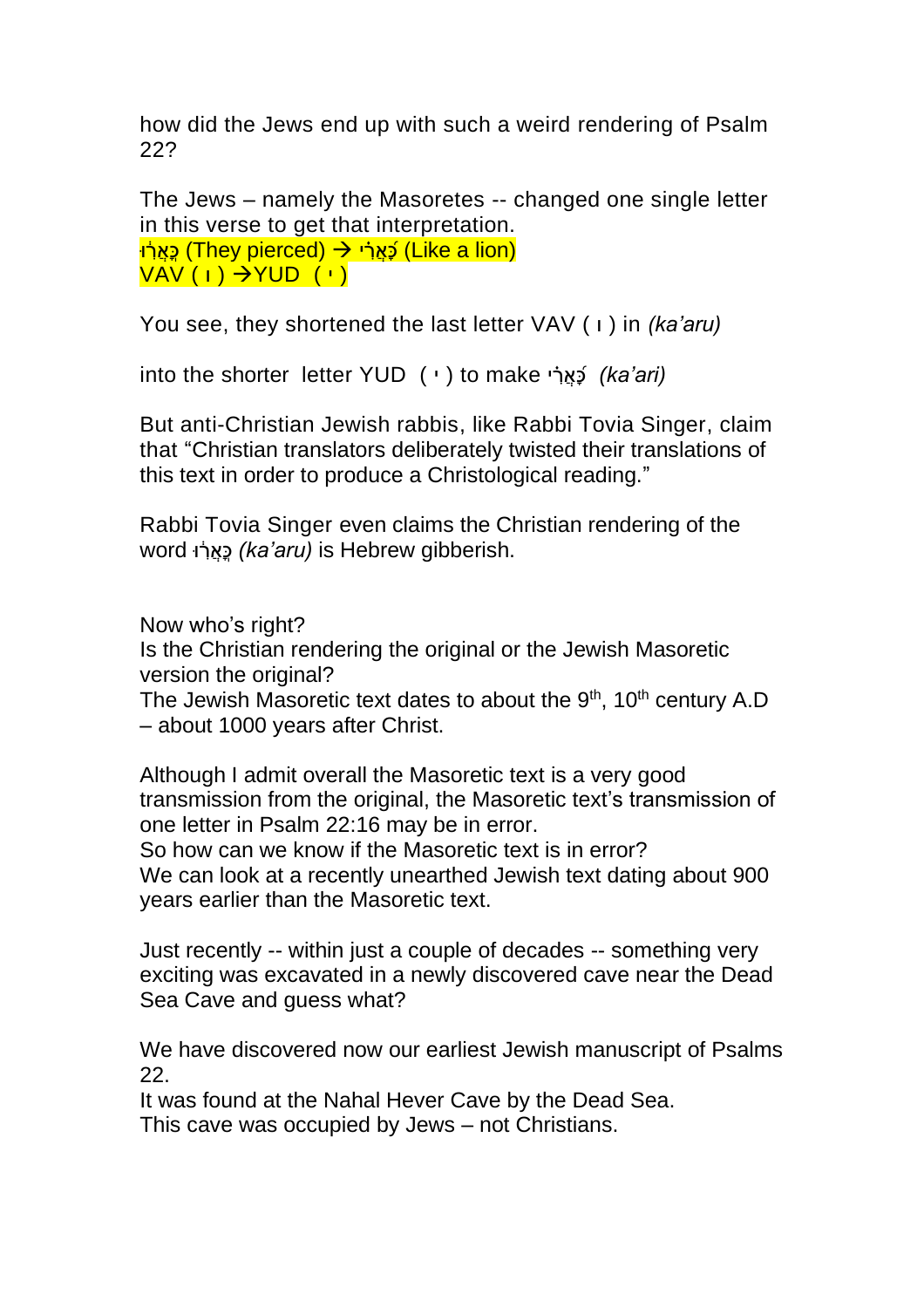how did the Jews end up with such a weird rendering of Psalm 22?

The Jews – namely the Masoretes -- changed one single letter in this verse to get that interpretation.
כָּאֲרוּ (They pierced) → כָּאֲרִי (Like a lion)
VAV ( ו ) →YUD ( י )

You see, they shortened the last letter VAV ( ו ) in *(ka'aru)*

into the shorter letter YUD ( י ) to make כָּאֲרִי *(ka'ari)*

But anti-Christian Jewish rabbis, like Rabbi Tovia Singer, claim that "Christian translators deliberately twisted their translations of this text in order to produce a Christological reading."

Rabbi Tovia Singer even claims the Christian rendering of the word כָּאֲרוּ *(ka'aru)* is Hebrew gibberish.

Now who's right?
Is the Christian rendering the original or the Jewish Masoretic version the original?
The Jewish Masoretic text dates to about the 9th, 10th century A.D – about 1000 years after Christ.

Although I admit overall the Masoretic text is a very good transmission from the original, the Masoretic text's transmission of one letter in Psalm 22:16 may be in error.
So how can we know if the Masoretic text is in error?
We can look at a recently unearthed Jewish text dating about 900 years earlier than the Masoretic text.

Just recently -- within just a couple of decades -- something very exciting was excavated in a newly discovered cave near the Dead Sea Cave and guess what?

We have discovered now our earliest Jewish manuscript of Psalms 22.
It was found at the Nahal Hever Cave by the Dead Sea.
This cave was occupied by Jews – not Christians.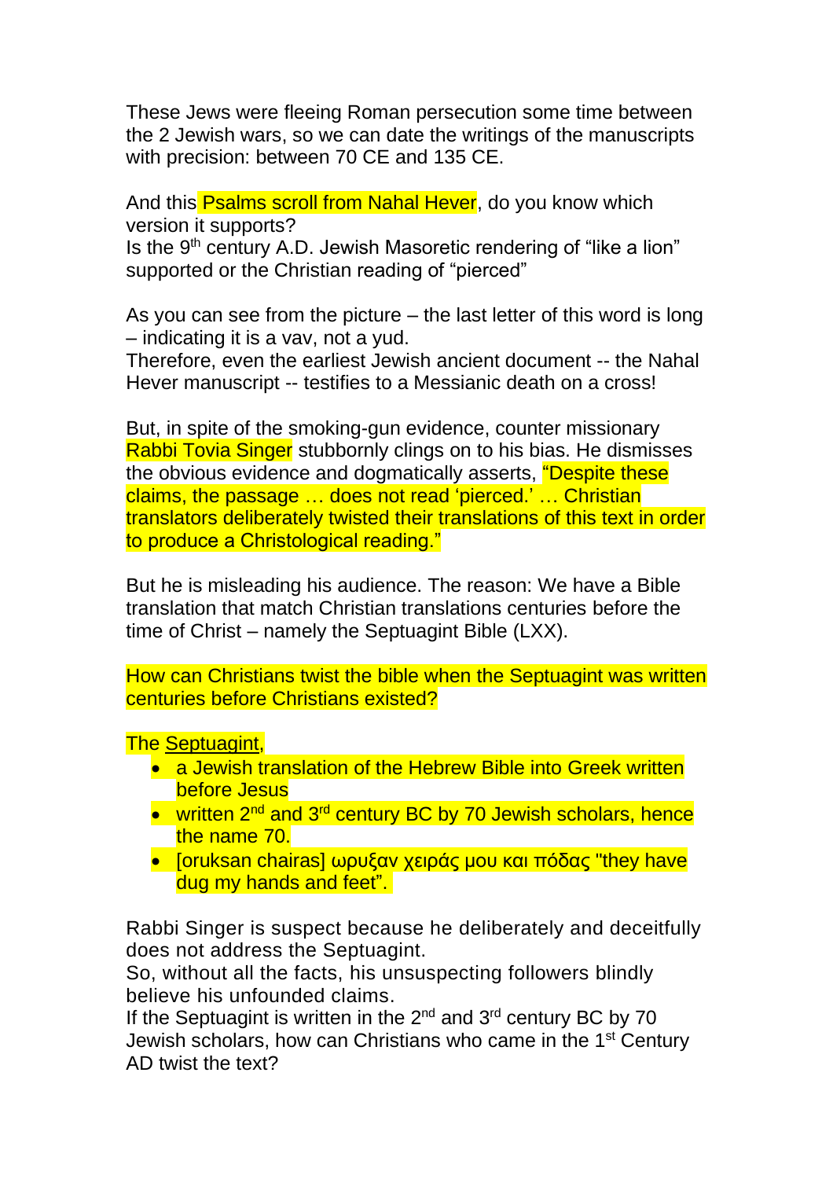These Jews were fleeing Roman persecution some time between the 2 Jewish wars, so we can date the writings of the manuscripts with precision: between 70 CE and 135 CE.

And this Psalms scroll from Nahal Hever, do you know which version it supports?
Is the 9th century A.D. Jewish Masoretic rendering of "like a lion" supported or the Christian reading of "pierced"

As you can see from the picture – the last letter of this word is long – indicating it is a vav, not a yud.
Therefore, even the earliest Jewish ancient document -- the Nahal Hever manuscript -- testifies to a Messianic death on a cross!

But, in spite of the smoking-gun evidence, counter missionary Rabbi Tovia Singer stubbornly clings on to his bias. He dismisses the obvious evidence and dogmatically asserts, "Despite these claims, the passage … does not read 'pierced.' … Christian translators deliberately twisted their translations of this text in order to produce a Christological reading."

But he is misleading his audience. The reason: We have a Bible translation that match Christian translations centuries before the time of Christ – namely the Septuagint Bible (LXX).

How can Christians twist the bible when the Septuagint was written centuries before Christians existed?

The Septuagint,

- a Jewish translation of the Hebrew Bible into Greek written before Jesus
- written 2nd and 3rd century BC by 70 Jewish scholars, hence the name 70.
- [oruksan chairas] ωρυξαν χειράς μου και πόδας "they have dug my hands and feet".

Rabbi Singer is suspect because he deliberately and deceitfully does not address the Septuagint.
So, without all the facts, his unsuspecting followers blindly believe his unfounded claims.
If the Septuagint is written in the 2nd and 3rd century BC by 70 Jewish scholars, how can Christians who came in the 1st Century AD twist the text?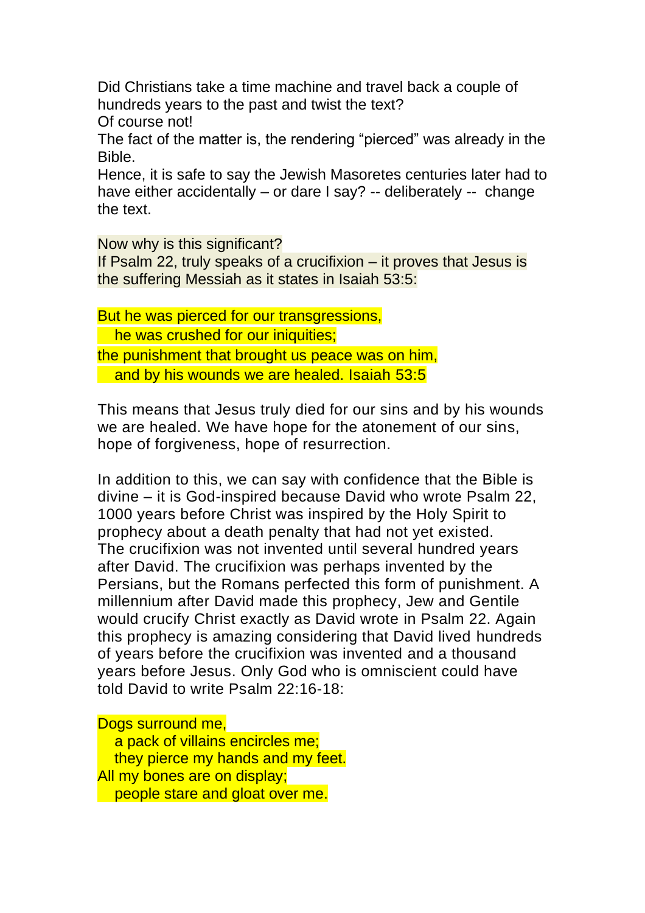Did Christians take a time machine and travel back a couple of hundreds years to the past and twist the text?
Of course not!
The fact of the matter is, the rendering “pierced” was already in the Bible.
Hence, it is safe to say the Jewish Masoretes centuries later had to have either accidentally – or dare I say? -- deliberately -- change the text.

Now why is this significant?
If Psalm 22, truly speaks of a crucifixion – it proves that Jesus is the suffering Messiah as it states in Isaiah 53:5:

But he was pierced for our transgressions,
he was crushed for our iniquities;
the punishment that brought us peace was on him,
and by his wounds we are healed. Isaiah 53:5

This means that Jesus truly died for our sins and by his wounds we are healed. We have hope for the atonement of our sins, hope of forgiveness, hope of resurrection.

In addition to this, we can say with confidence that the Bible is divine – it is God-inspired because David who wrote Psalm 22, 1000 years before Christ was inspired by the Holy Spirit to prophecy about a death penalty that had not yet existed. The crucifixion was not invented until several hundred years after David. The crucifixion was perhaps invented by the Persians, but the Romans perfected this form of punishment. A millennium after David made this prophecy, Jew and Gentile would crucify Christ exactly as David wrote in Psalm 22. Again this prophecy is amazing considering that David lived hundreds of years before the crucifixion was invented and a thousand years before Jesus. Only God who is omniscient could have told David to write Psalm 22:16-18:

Dogs surround me,
a pack of villains encircles me;
they pierce my hands and my feet.
All my bones are on display;
people stare and gloat over me.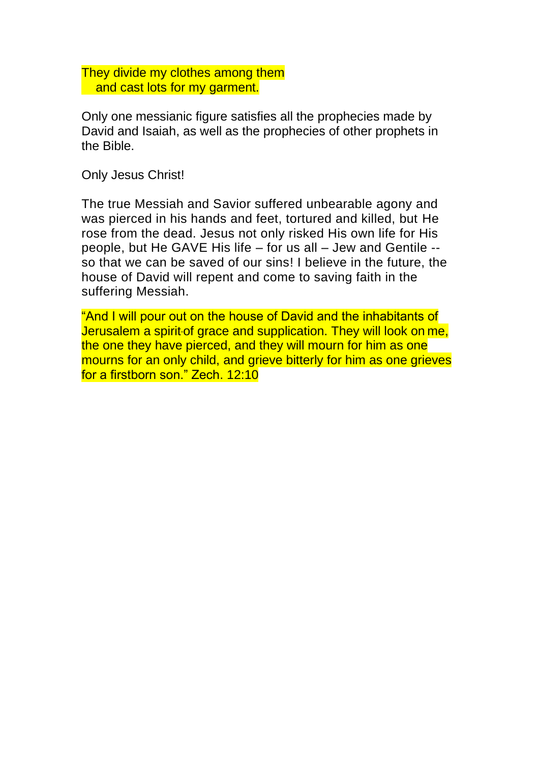They divide my clothes among them
    and cast lots for my garment.

Only one messianic figure satisfies all the prophecies made by David and Isaiah, as well as the prophecies of other prophets in the Bible.

Only Jesus Christ!

The true Messiah and Savior suffered unbearable agony and was pierced in his hands and feet, tortured and killed, but He rose from the dead. Jesus not only risked His own life for His people, but He GAVE His life – for us all – Jew and Gentile -- so that we can be saved of our sins! I believe in the future, the house of David will repent and come to saving faith in the suffering Messiah.

"And I will pour out on the house of David and the inhabitants of Jerusalem a spirit of grace and supplication. They will look on me, the one they have pierced, and they will mourn for him as one mourns for an only child, and grieve bitterly for him as one grieves for a firstborn son." Zech. 12:10